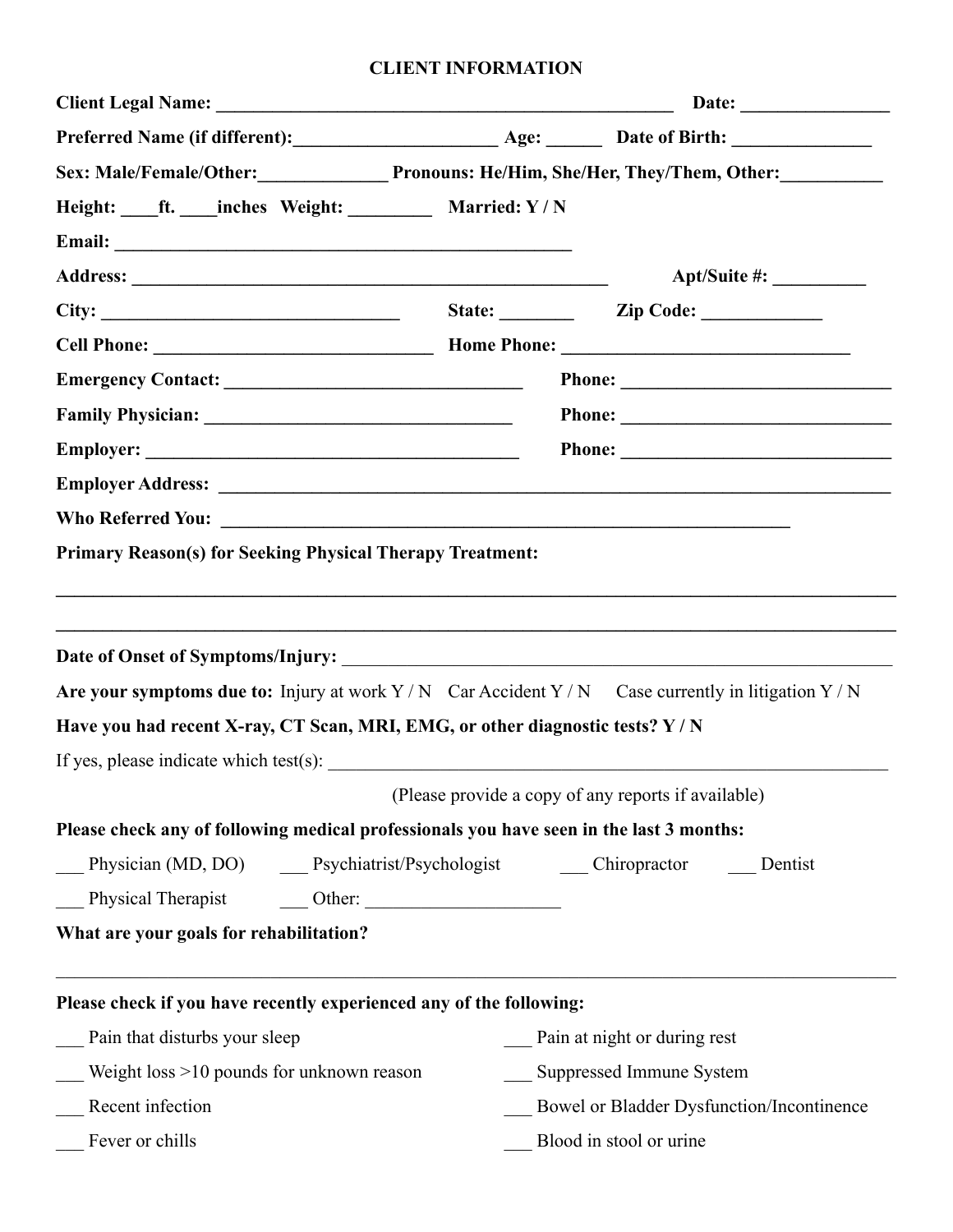# CLIENT INFORMATION

**Client Legal Name:** ___________________________________________________ **Date:** ________________

**Preferred Name (if different):**______________________ **Age:** ______ **Date of Birth:** _______________

**Sex: Male/Female/Other:**______________ **Pronouns: He/Him, She/Her, They/Them, Other:**___________

**Height:** ____**ft.** ____**inches** **Weight:** _________ **Married: Y / N**

**Email:** __________________________________________________

**Address:** ____________________________________________________ **Apt/Suite #:** __________

**City:** ________________________________ **State:** ________ **Zip Code:** _____________

**Cell Phone:** ______________________________ **Home Phone:** ______________________________

**Emergency Contact:** ______________________________ **Phone:** ______________________________

**Family Physician:** ______________________________ **Phone:** ______________________________

**Employer:** ________________________________________ **Phone:** ______________________________

**Employer Address:** ___________________________________________________________________________

**Who Referred You:** ___________________________________________________________________

**Primary Reason(s) for Seeking Physical Therapy Treatment:**

_____________________________________________________________________________________________

_____________________________________________________________________________________________

**Date of Onset of Symptoms/Injury:** ___________________________________________________________

**Are your symptoms due to:** Injury at work Y / N Car Accident Y / N Case currently in litigation Y / N

**Have you had recent X-ray, CT Scan, MRI, EMG, or other diagnostic tests? Y / N**

If yes, please indicate which test(s): _____________________________________________________________

(Please provide a copy of any reports if available)

**Please check any of following medical professionals you have seen in the last 3 months:**

___ Physician (MD, DO) ___ Psychiatrist/Psychologist ___ Chiropractor ___ Dentist

___ Physical Therapist ___ Other: _____________________

**What are your goals for rehabilitation?**

_____________________________________________________________________________________________

**Please check if you have recently experienced any of the following:**

___ Pain that disturbs your sleep

___ Pain at night or during rest

___ Weight loss >10 pounds for unknown reason

___ Suppressed Immune System

___ Recent infection

___ Bowel or Bladder Dysfunction/Incontinence

___ Fever or chills

___ Blood in stool or urine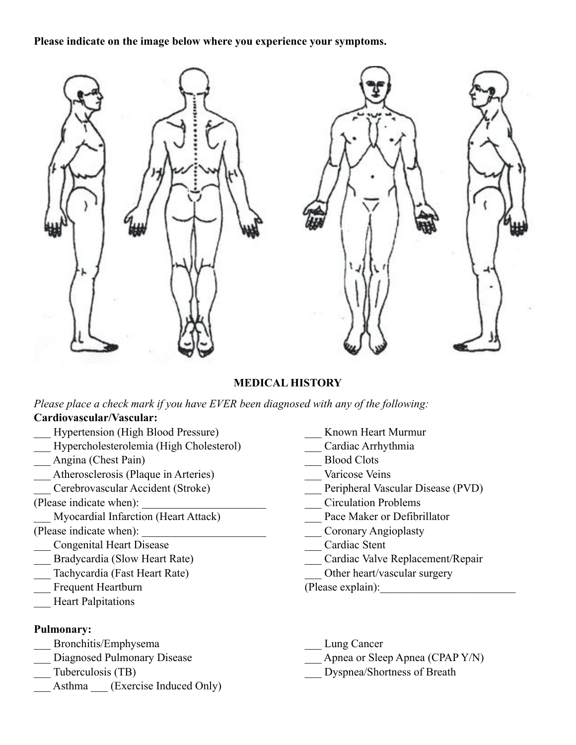**Please indicate on the image below where you experience your symptoms.**

## MEDICAL HISTORY

*Please place a check mark if you have EVER been diagnosed with any of the following:*

**Cardiovascular/Vascular:**

___ Hypertension (High Blood Pressure)
___ Hypercholesterolemia (High Cholesterol)
___ Angina (Chest Pain)
___ Atherosclerosis (Plaque in Arteries)
___ Cerebrovascular Accident (Stroke)
(Please indicate when): ______________________
___ Myocardial Infarction (Heart Attack)
(Please indicate when): ______________________
___ Congenital Heart Disease
___ Bradycardia (Slow Heart Rate)
___ Tachycardia (Fast Heart Rate)
___ Frequent Heartburn
___ Heart Palpitations
___ Known Heart Murmur
___ Cardiac Arrhythmia
___ Blood Clots
___ Varicose Veins
___ Peripheral Vascular Disease (PVD)
___ Circulation Problems
___ Pace Maker or Defibrillator
___ Coronary Angioplasty
___ Cardiac Stent
___ Cardiac Valve Replacement/Repair
___ Other heart/vascular surgery
(Please explain):________________________

**Pulmonary:**

___ Bronchitis/Emphysema
___ Diagnosed Pulmonary Disease
___ Tuberculosis (TB)
___ Asthma ___ (Exercise Induced Only)
___ Lung Cancer
___ Apnea or Sleep Apnea (CPAP Y/N)
___ Dyspnea/Shortness of Breath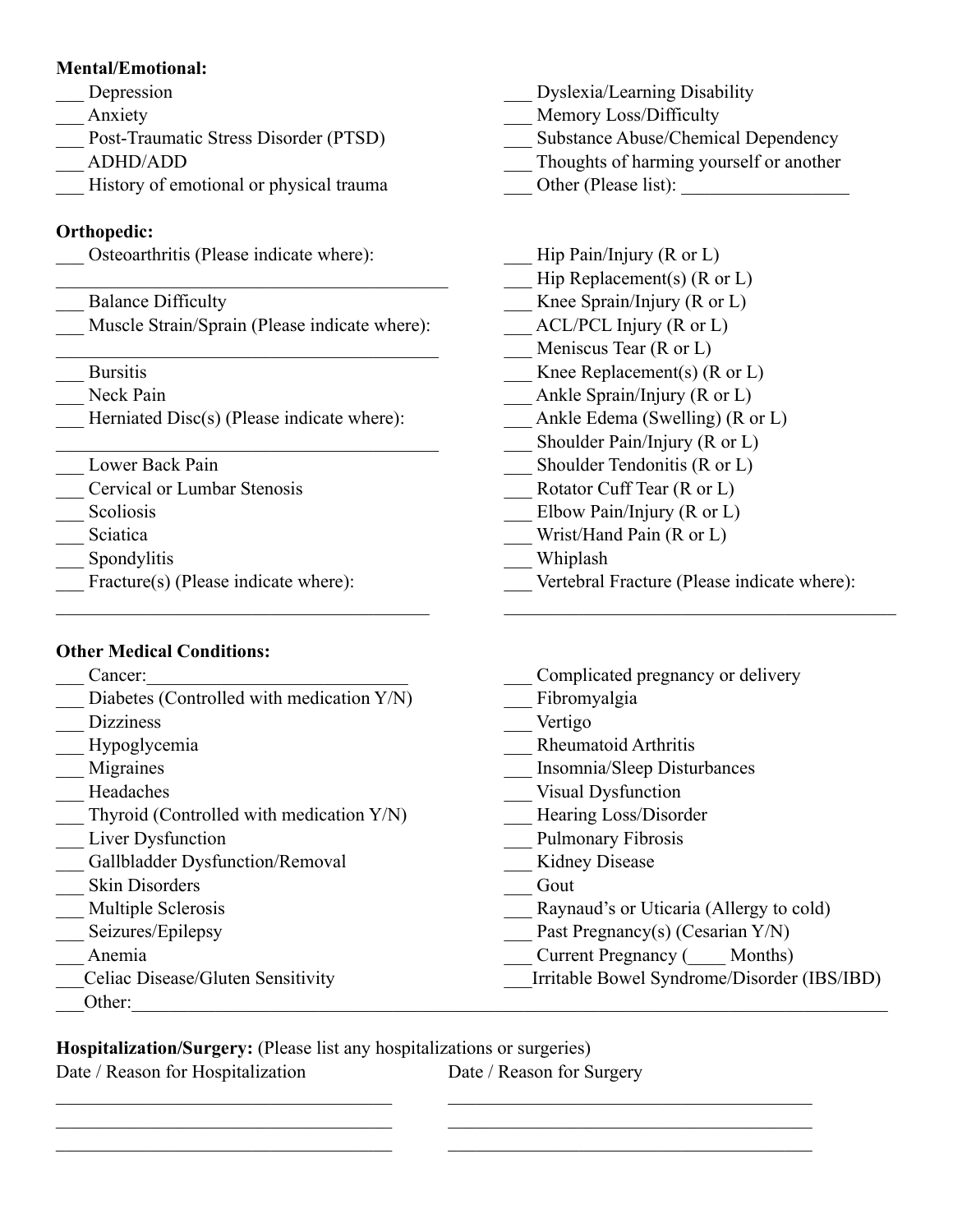**Mental/Emotional:**

___ Depression
___ Anxiety
___ Post-Traumatic Stress Disorder (PTSD)
___ ADHD/ADD
___ History of emotional or physical trauma
___ Dyslexia/Learning Disability
___ Memory Loss/Difficulty
___ Substance Abuse/Chemical Dependency
___ Thoughts of harming yourself or another
___ Other (Please list): __________________

**Orthopedic:**

___ Osteoarthritis (Please indicate where):
__________________________________________
___ Balance Difficulty
___ Muscle Strain/Sprain (Please indicate where):
__________________________________________
___ Bursitis
___ Neck Pain
___ Herniated Disc(s) (Please indicate where):
__________________________________________
___ Lower Back Pain
___ Cervical or Lumbar Stenosis
___ Scoliosis
___ Sciatica
___ Spondylitis
___ Fracture(s) (Please indicate where):
__________________________________________
___ Hip Pain/Injury (R or L)
___ Hip Replacement(s) (R or L)
___ Knee Sprain/Injury (R or L)
___ ACL/PCL Injury (R or L)
___ Meniscus Tear (R or L)
___ Knee Replacement(s) (R or L)
___ Ankle Sprain/Injury (R or L)
___ Ankle Edema (Swelling) (R or L)
___ Shoulder Pain/Injury (R or L)
___ Shoulder Tendonitis (R or L)
___ Rotator Cuff Tear (R or L)
___ Elbow Pain/Injury (R or L)
___ Wrist/Hand Pain (R or L)
___ Whiplash
___ Vertebral Fracture (Please indicate where):
__________________________________________

**Other Medical Conditions:**

___ Cancer:____________________________
___ Diabetes (Controlled with medication Y/N)
___ Dizziness
___ Hypoglycemia
___ Migraines
___ Headaches
___ Thyroid (Controlled with medication Y/N)
___ Liver Dysfunction
___ Gallbladder Dysfunction/Removal
___ Skin Disorders
___ Multiple Sclerosis
___ Seizures/Epilepsy
___ Anemia
___ Celiac Disease/Gluten Sensitivity
___ Complicated pregnancy or delivery
___ Fibromyalgia
___ Vertigo
___ Rheumatoid Arthritis
___ Insomnia/Sleep Disturbances
___ Visual Dysfunction
___ Hearing Loss/Disorder
___ Pulmonary Fibrosis
___ Kidney Disease
___ Gout
___ Raynaud's or Uticaria (Allergy to cold)
___ Past Pregnancy(s) (Cesarian Y/N)
___ Current Pregnancy (____ Months)
___ Irritable Bowel Syndrome/Disorder (IBS/IBD)
___ Other:______________________________________________________________________________

**Hospitalization/Surgery:** (Please list any hospitalizations or surgeries)

| Date / Reason for Hospitalization | Date / Reason for Surgery |
| --- | --- |
| ____________________________________ | ____________________________________ |
| ____________________________________ | ____________________________________ |
| ____________________________________ | ____________________________________ |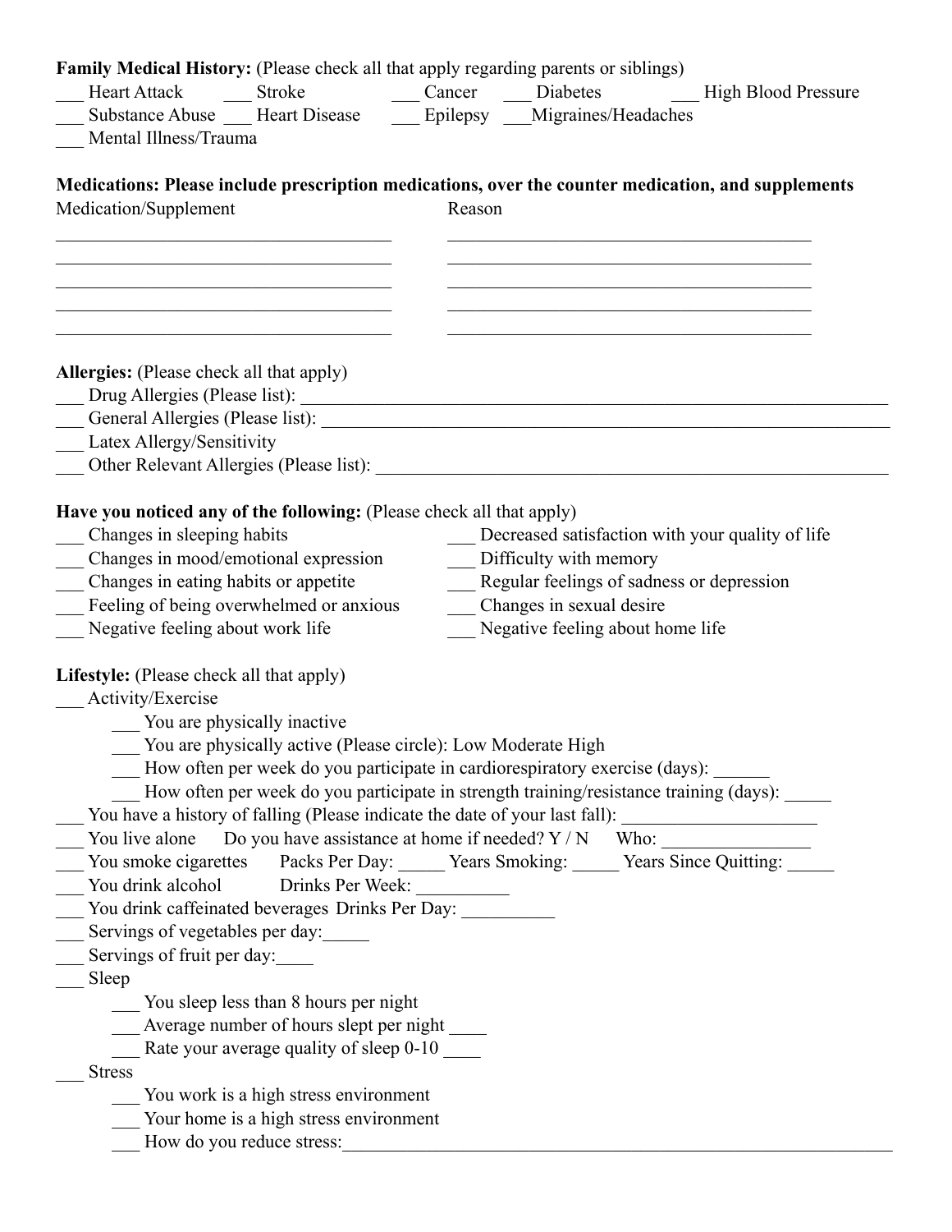**Family Medical History:** (Please check all that apply regarding parents or siblings)

___ Heart Attack ___ Stroke ___ Cancer ___ Diabetes ___ High Blood Pressure
___ Substance Abuse ___ Heart Disease ___ Epilepsy ___Migraines/Headaches
___ Mental Illness/Trauma

**Medications: Please include prescription medications, over the counter medication, and supplements**

| Medication/Supplement | Reason |
| --- | --- |
| ______________________ | ______________________ |
| ______________________ | ______________________ |
| ______________________ | ______________________ |
| ______________________ | ______________________ |
| ______________________ | ______________________ |

**Allergies:** (Please check all that apply)

___ Drug Allergies (Please list): ______________________________________________
___ General Allergies (Please list): ____________________________________________
___ Latex Allergy/Sensitivity
___ Other Relevant Allergies (Please list): _______________________________________

**Have you noticed any of the following:** (Please check all that apply)

___ Changes in sleeping habits
___ Changes in mood/emotional expression
___ Changes in eating habits or appetite
___ Feeling of being overwhelmed or anxious
___ Negative feeling about work life
___ Decreased satisfaction with your quality of life
___ Difficulty with memory
___ Regular feelings of sadness or depression
___ Changes in sexual desire
___ Negative feeling about home life

**Lifestyle:** (Please check all that apply)

___ Activity/Exercise
- ___ You are physically inactive
- ___ You are physically active (Please circle): Low Moderate High
- ___ How often per week do you participate in cardiorespiratory exercise (days): ______
- ___ How often per week do you participate in strength training/resistance training (days): _____

___ You have a history of falling (Please indicate the date of your last fall): ____________________
___ You live alone Do you have assistance at home if needed? Y / N Who: ________________
___ You smoke cigarettes Packs Per Day: _____ Years Smoking: _____ Years Since Quitting: _____
___ You drink alcohol Drinks Per Week: __________
___ You drink caffeinated beverages Drinks Per Day: __________
___ Servings of vegetables per day:_____
___ Servings of fruit per day:____
___ Sleep
- ___ You sleep less than 8 hours per night
- ___ Average number of hours slept per night ____
- ___ Rate your average quality of sleep 0-10 ____

___ Stress
- ___ You work is a high stress environment
- ___ Your home is a high stress environment
- ___ How do you reduce stress:_____________________________________________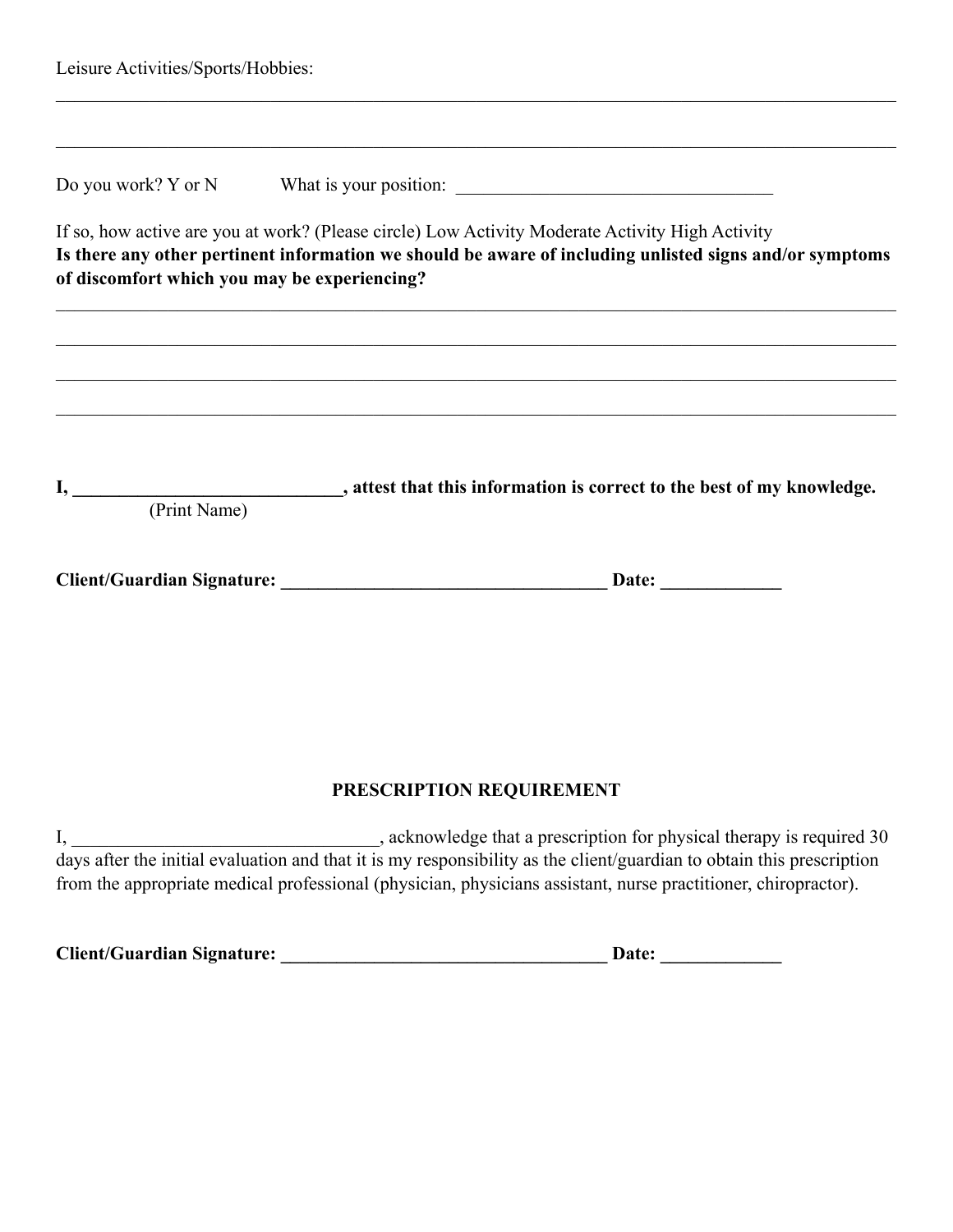Leisure Activities/Sports/Hobbies:

______________________________________________________________________________

______________________________________________________________________________

Do you work? Y or N What is your position: ___________________________________

If so, how active are you at work? (Please circle) Low Activity Moderate Activity High Activity

**Is there any other pertinent information we should be aware of including unlisted signs and/or symptoms of discomfort which you may be experiencing?**

______________________________________________________________________________

______________________________________________________________________________

______________________________________________________________________________

______________________________________________________________________________

**I, _____________________________, attest that this information is correct to the best of my knowledge.**
(Print Name)

**Client/Guardian Signature: ____________________________________ Date: _____________**

**PRESCRIPTION REQUIREMENT**

I, _________________________________, acknowledge that a prescription for physical therapy is required 30 days after the initial evaluation and that it is my responsibility as the client/guardian to obtain this prescription from the appropriate medical professional (physician, physicians assistant, nurse practitioner, chiropractor).

**Client/Guardian Signature: ____________________________________ Date: _____________**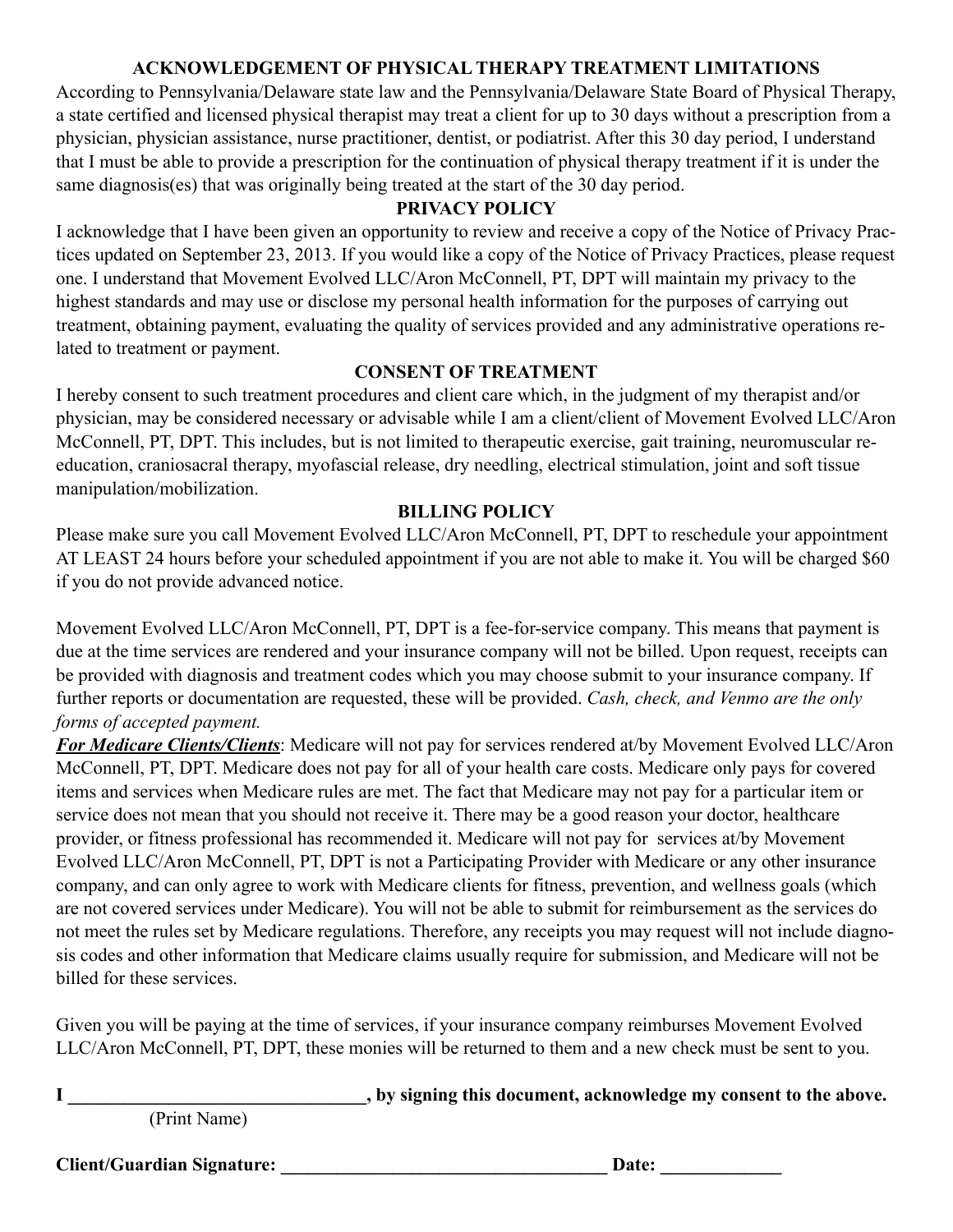## ACKNOWLEDGEMENT OF PHYSICAL THERAPY TREATMENT LIMITATIONS

According to Pennsylvania/Delaware state law and the Pennsylvania/Delaware State Board of Physical Therapy, a state certified and licensed physical therapist may treat a client for up to 30 days without a prescription from a physician, physician assistance, nurse practitioner, dentist, or podiatrist. After this 30 day period, I understand that I must be able to provide a prescription for the continuation of physical therapy treatment if it is under the same diagnosis(es) that was originally being treated at the start of the 30 day period.

## PRIVACY POLICY

I acknowledge that I have been given an opportunity to review and receive a copy of the Notice of Privacy Practices updated on September 23, 2013. If you would like a copy of the Notice of Privacy Practices, please request one. I understand that Movement Evolved LLC/Aron McConnell, PT, DPT will maintain my privacy to the highest standards and may use or disclose my personal health information for the purposes of carrying out treatment, obtaining payment, evaluating the quality of services provided and any administrative operations related to treatment or payment.

## CONSENT OF TREATMENT

I hereby consent to such treatment procedures and client care which, in the judgment of my therapist and/or physician, may be considered necessary or advisable while I am a client/client of Movement Evolved LLC/Aron McConnell, PT, DPT. This includes, but is not limited to therapeutic exercise, gait training, neuromuscular re-education, craniosacral therapy, myofascial release, dry needling, electrical stimulation, joint and soft tissue manipulation/mobilization.

## BILLING POLICY

Please make sure you call Movement Evolved LLC/Aron McConnell, PT, DPT to reschedule your appointment AT LEAST 24 hours before your scheduled appointment if you are not able to make it. You will be charged $60 if you do not provide advanced notice.

Movement Evolved LLC/Aron McConnell, PT, DPT is a fee-for-service company. This means that payment is due at the time services are rendered and your insurance company will not be billed. Upon request, receipts can be provided with diagnosis and treatment codes which you may choose submit to your insurance company. If further reports or documentation are requested, these will be provided. *Cash, check, and Venmo are the only forms of accepted payment.*

***For Medicare Clients/Clients***: Medicare will not pay for services rendered at/by Movement Evolved LLC/Aron McConnell, PT, DPT. Medicare does not pay for all of your health care costs. Medicare only pays for covered items and services when Medicare rules are met. The fact that Medicare may not pay for a particular item or service does not mean that you should not receive it. There may be a good reason your doctor, healthcare provider, or fitness professional has recommended it. Medicare will not pay for services at/by Movement Evolved LLC/Aron McConnell, PT, DPT is not a Participating Provider with Medicare or any other insurance company, and can only agree to work with Medicare clients for fitness, prevention, and wellness goals (which are not covered services under Medicare). You will not be able to submit for reimbursement as the services do not meet the rules set by Medicare regulations. Therefore, any receipts you may request will not include diagnosis codes and other information that Medicare claims usually require for submission, and Medicare will not be billed for these services.

Given you will be paying at the time of services, if your insurance company reimburses Movement Evolved LLC/Aron McConnell, PT, DPT, these monies will be returned to them and a new check must be sent to you.

**I ________________________________, by signing this document, acknowledge my consent to the above.**
(Print Name)

**Client/Guardian Signature: ___________________________________ Date: _____________**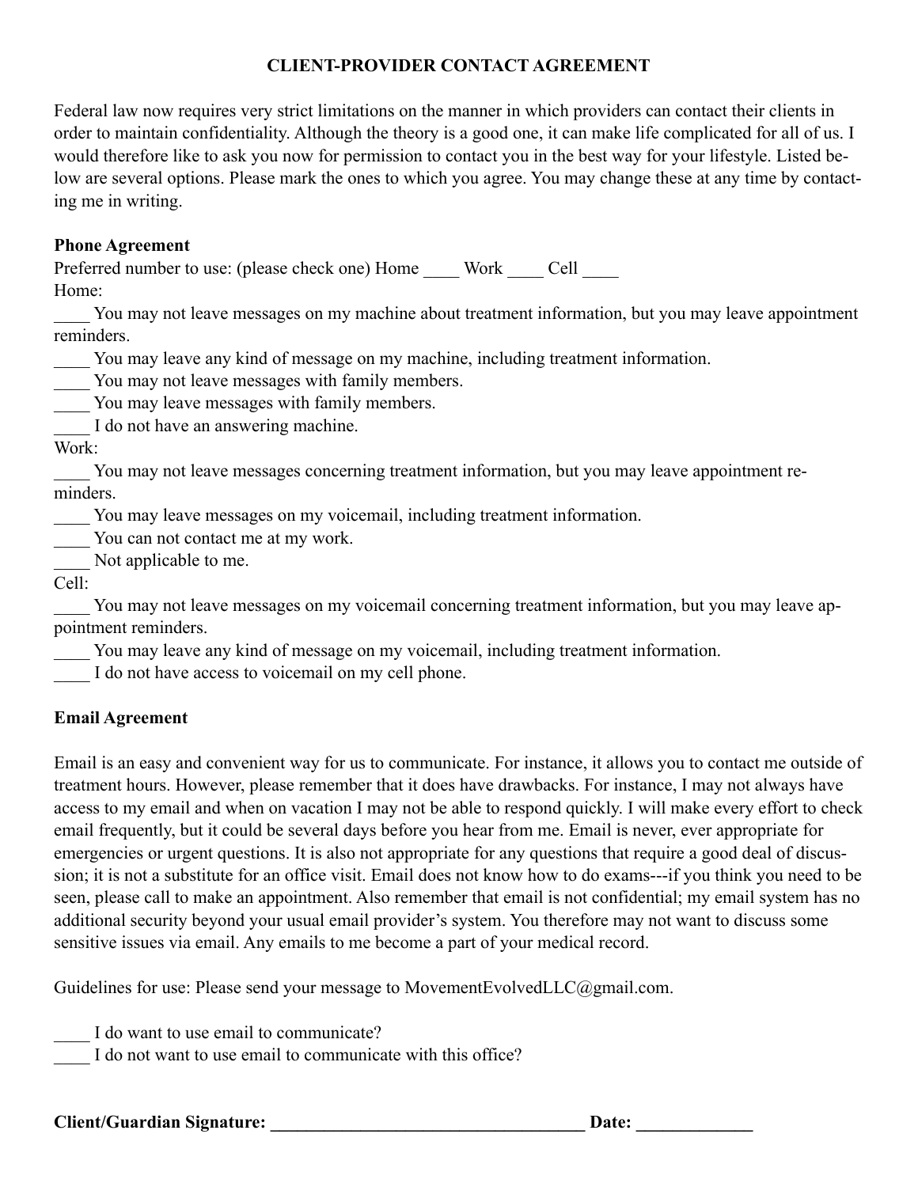# CLIENT-PROVIDER CONTACT AGREEMENT

Federal law now requires very strict limitations on the manner in which providers can contact their clients in order to maintain confidentiality. Although the theory is a good one, it can make life complicated for all of us. I would therefore like to ask you now for permission to contact you in the best way for your lifestyle. Listed below are several options. Please mark the ones to which you agree. You may change these at any time by contacting me in writing.

**Phone Agreement**

Preferred number to use: (please check one) Home ____ Work ____ Cell ____

Home:

____ You may not leave messages on my machine about treatment information, but you may leave appointment reminders.
____ You may leave any kind of message on my machine, including treatment information.
____ You may not leave messages with family members.
____ You may leave messages with family members.
____ I do not have an answering machine.

Work:

____ You may not leave messages concerning treatment information, but you may leave appointment reminders.
____ You may leave messages on my voicemail, including treatment information.
____ You can not contact me at my work.
____ Not applicable to me.

Cell:

____ You may not leave messages on my voicemail concerning treatment information, but you may leave appointment reminders.
____ You may leave any kind of message on my voicemail, including treatment information.
____ I do not have access to voicemail on my cell phone.

**Email Agreement**

Email is an easy and convenient way for us to communicate. For instance, it allows you to contact me outside of treatment hours. However, please remember that it does have drawbacks. For instance, I may not always have access to my email and when on vacation I may not be able to respond quickly. I will make every effort to check email frequently, but it could be several days before you hear from me. Email is never, ever appropriate for emergencies or urgent questions. It is also not appropriate for any questions that require a good deal of discussion; it is not a substitute for an office visit. Email does not know how to do exams---if you think you need to be seen, please call to make an appointment. Also remember that email is not confidential; my email system has no additional security beyond your usual email provider's system. You therefore may not want to discuss some sensitive issues via email. Any emails to me become a part of your medical record.

Guidelines for use: Please send your message to MovementEvolvedLLC@gmail.com.

____ I do want to use email to communicate?
____ I do not want to use email to communicate with this office?

**Client/Guardian Signature: ___________________________________ Date: _____________**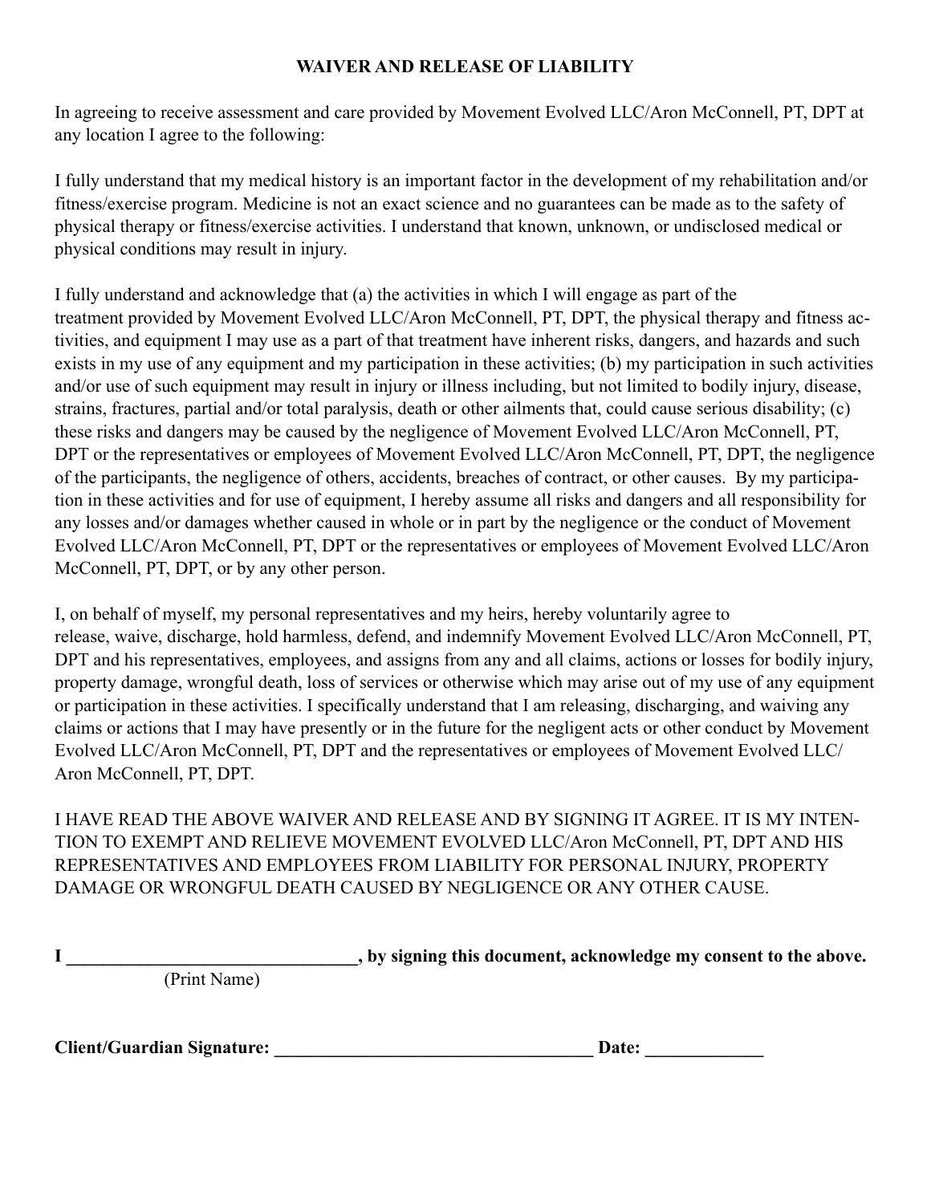## WAIVER AND RELEASE OF LIABILITY

In agreeing to receive assessment and care provided by Movement Evolved LLC/Aron McConnell, PT, DPT at any location I agree to the following:

I fully understand that my medical history is an important factor in the development of my rehabilitation and/or fitness/exercise program. Medicine is not an exact science and no guarantees can be made as to the safety of physical therapy or fitness/exercise activities. I understand that known, unknown, or undisclosed medical or physical conditions may result in injury.

I fully understand and acknowledge that (a) the activities in which I will engage as part of the treatment provided by Movement Evolved LLC/Aron McConnell, PT, DPT, the physical therapy and fitness activities, and equipment I may use as a part of that treatment have inherent risks, dangers, and hazards and such exists in my use of any equipment and my participation in these activities; (b) my participation in such activities and/or use of such equipment may result in injury or illness including, but not limited to bodily injury, disease, strains, fractures, partial and/or total paralysis, death or other ailments that, could cause serious disability; (c) these risks and dangers may be caused by the negligence of Movement Evolved LLC/Aron McConnell, PT, DPT or the representatives or employees of Movement Evolved LLC/Aron McConnell, PT, DPT, the negligence of the participants, the negligence of others, accidents, breaches of contract, or other causes. By my participation in these activities and for use of equipment, I hereby assume all risks and dangers and all responsibility for any losses and/or damages whether caused in whole or in part by the negligence or the conduct of Movement Evolved LLC/Aron McConnell, PT, DPT or the representatives or employees of Movement Evolved LLC/Aron McConnell, PT, DPT, or by any other person.

I, on behalf of myself, my personal representatives and my heirs, hereby voluntarily agree to release, waive, discharge, hold harmless, defend, and indemnify Movement Evolved LLC/Aron McConnell, PT, DPT and his representatives, employees, and assigns from any and all claims, actions or losses for bodily injury, property damage, wrongful death, loss of services or otherwise which may arise out of my use of any equipment or participation in these activities. I specifically understand that I am releasing, discharging, and waiving any claims or actions that I may have presently or in the future for the negligent acts or other conduct by Movement Evolved LLC/Aron McConnell, PT, DPT and the representatives or employees of Movement Evolved LLC/Aron McConnell, PT, DPT.

I HAVE READ THE ABOVE WAIVER AND RELEASE AND BY SIGNING IT AGREE. IT IS MY INTENTION TO EXEMPT AND RELIEVE MOVEMENT EVOLVED LLC/Aron McConnell, PT, DPT AND HIS REPRESENTATIVES AND EMPLOYEES FROM LIABILITY FOR PERSONAL INJURY, PROPERTY DAMAGE OR WRONGFUL DEATH CAUSED BY NEGLIGENCE OR ANY OTHER CAUSE.

**I \_\_\_\_\_\_\_\_\_\_\_\_\_\_\_\_\_\_\_\_\_\_\_\_\_\_\_\_\_\_\_\_, by signing this document, acknowledge my consent to the above.**
(Print Name)

**Client/Guardian Signature: \_\_\_\_\_\_\_\_\_\_\_\_\_\_\_\_\_\_\_\_\_\_\_\_\_\_\_\_\_\_\_\_\_\_\_ Date: \_\_\_\_\_\_\_\_\_\_\_\_\_**